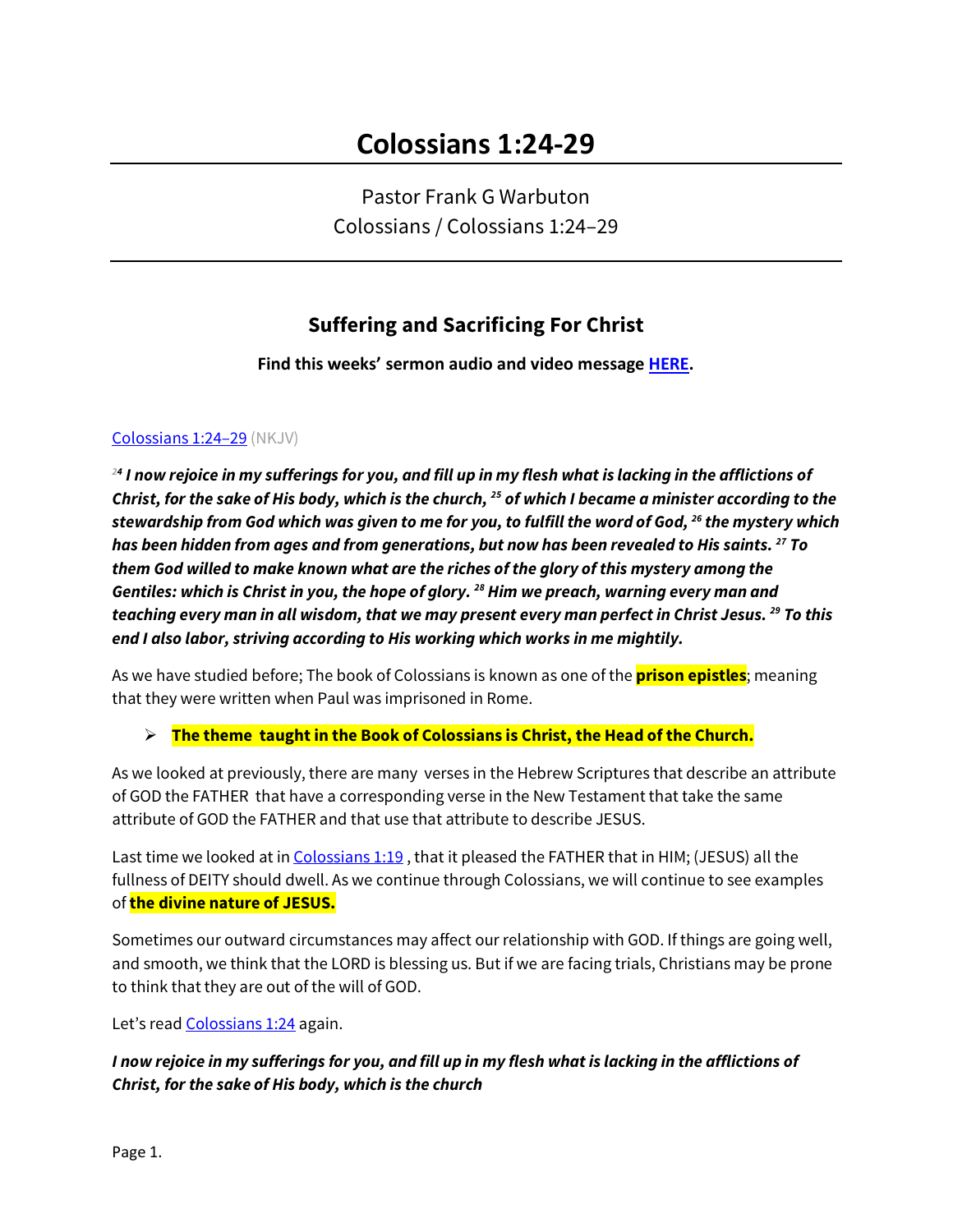# Colossians 1:24-29

Pastor Frank G Warbuton
Colossians / Colossians 1:24–29

## Suffering and Sacrificing For Christ

**Find this weeks' sermon audio and video message HERE.**

Colossians 1:24–29 (NKJV)

***24 I now rejoice in my sufferings for you, and fill up in my flesh what is lacking in the afflictions of Christ, for the sake of His body, which is the church, 25 of which I became a minister according to the stewardship from God which was given to me for you, to fulfill the word of God, 26 the mystery which has been hidden from ages and from generations, but now has been revealed to His saints. 27 To them God willed to make known what are the riches of the glory of this mystery among the Gentiles: which is Christ in you, the hope of glory. 28 Him we preach, warning every man and teaching every man in all wisdom, that we may present every man perfect in Christ Jesus. 29 To this end I also labor, striving according to His working which works in me mightily.***

As we have studied before; The book of Colossians is known as one of the **prison epistles**; meaning that they were written when Paul was imprisoned in Rome.

- **The theme taught in the Book of Colossians is Christ, the Head of the Church.**

As we looked at previously, there are many verses in the Hebrew Scriptures that describe an attribute of GOD the FATHER that have a corresponding verse in the New Testament that take the same attribute of GOD the FATHER and that use that attribute to describe JESUS.

Last time we looked at in Colossians 1:19 , that it pleased the FATHER that in HIM; (JESUS) all the fullness of DEITY should dwell. As we continue through Colossians, we will continue to see examples of **the divine nature of JESUS.**

Sometimes our outward circumstances may affect our relationship with GOD. If things are going well, and smooth, we think that the LORD is blessing us. But if we are facing trials, Christians may be prone to think that they are out of the will of GOD.

Let's read Colossians 1:24 again.

***I now rejoice in my sufferings for you, and fill up in my flesh what is lacking in the afflictions of Christ, for the sake of His body, which is the church***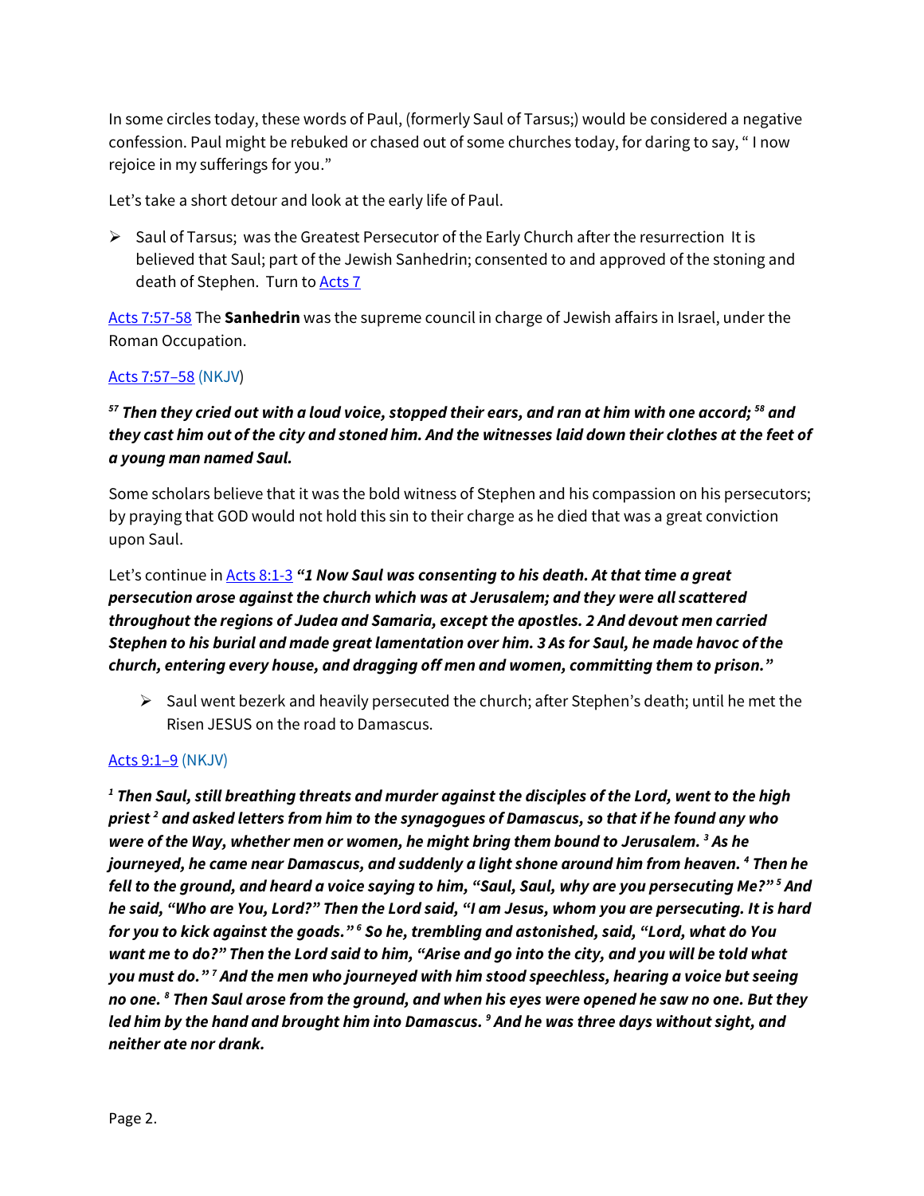In some circles today, these words of Paul, (formerly Saul of Tarsus;) would be considered a negative confession. Paul might be rebuked or chased out of some churches today, for daring to say, " I now rejoice in my sufferings for you."

Let's take a short detour and look at the early life of Paul.

- Saul of Tarsus;  was the Greatest Persecutor of the Early Church after the resurrection  It is believed that Saul; part of the Jewish Sanhedrin; consented to and approved of the stoning and death of Stephen.  Turn to Acts 7

Acts 7:57-58 The **Sanhedrin** was the supreme council in charge of Jewish affairs in Israel, under the Roman Occupation.

Acts 7:57–58 (NKJV)

***57 Then they cried out with a loud voice, stopped their ears, and ran at him with one accord; 58 and they cast him out of the city and stoned him. And the witnesses laid down their clothes at the feet of a young man named Saul.***

Some scholars believe that it was the bold witness of Stephen and his compassion on his persecutors; by praying that GOD would not hold this sin to their charge as he died that was a great conviction upon Saul.

Let's continue in Acts 8:1-3 ***"1 Now Saul was consenting to his death. At that time a great persecution arose against the church which was at Jerusalem; and they were all scattered throughout the regions of Judea and Samaria, except the apostles. 2 And devout men carried Stephen to his burial and made great lamentation over him. 3 As for Saul, he made havoc of the church, entering every house, and dragging off men and women, committing them to prison."***

- Saul went bezerk and heavily persecuted the church; after Stephen's death; until he met the Risen JESUS on the road to Damascus.

Acts 9:1–9 (NKJV)

***1 Then Saul, still breathing threats and murder against the disciples of the Lord, went to the high priest 2 and asked letters from him to the synagogues of Damascus, so that if he found any who were of the Way, whether men or women, he might bring them bound to Jerusalem. 3 As he journeyed, he came near Damascus, and suddenly a light shone around him from heaven. 4 Then he fell to the ground, and heard a voice saying to him, "Saul, Saul, why are you persecuting Me?" 5 And he said, "Who are You, Lord?" Then the Lord said, "I am Jesus, whom you are persecuting. It is hard for you to kick against the goads." 6 So he, trembling and astonished, said, "Lord, what do You want me to do?" Then the Lord said to him, "Arise and go into the city, and you will be told what you must do." 7 And the men who journeyed with him stood speechless, hearing a voice but seeing no one. 8 Then Saul arose from the ground, and when his eyes were opened he saw no one. But they led him by the hand and brought him into Damascus. 9 And he was three days without sight, and neither ate nor drank.***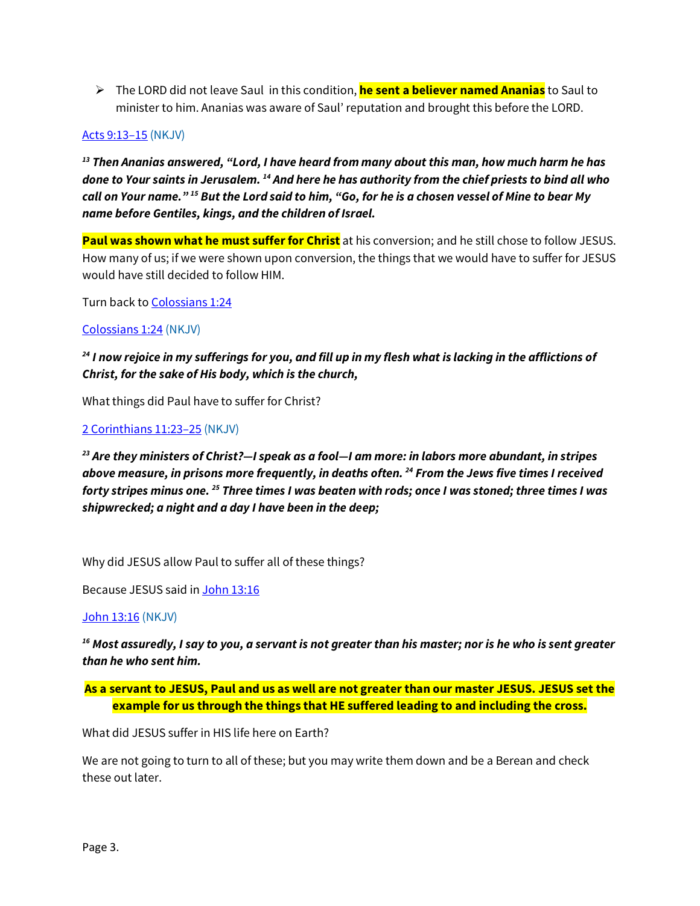- The LORD did not leave Saul  in this condition, **he sent a believer named Ananias** to Saul to minister to him. Ananias was aware of Saul' reputation and brought this before the LORD.

Acts 9:13–15 (NKJV)

***[13] Then Ananias answered, "Lord, I have heard from many about this man, how much harm he has done to Your saints in Jerusalem. [14] And here he has authority from the chief priests to bind all who call on Your name." [15] But the Lord said to him, "Go, for he is a chosen vessel of Mine to bear My name before Gentiles, kings, and the children of Israel.***

**Paul was shown what he must suffer for Christ** at his conversion; and he still chose to follow JESUS. How many of us; if we were shown upon conversion, the things that we would have to suffer for JESUS would have still decided to follow HIM.

Turn back to Colossians 1:24

Colossians 1:24 (NKJV)

***[24] I now rejoice in my sufferings for you, and fill up in my flesh what is lacking in the afflictions of Christ, for the sake of His body, which is the church,***

What things did Paul have to suffer for Christ?

2 Corinthians 11:23–25 (NKJV)

***[23] Are they ministers of Christ?—I speak as a fool—I am more: in labors more abundant, in stripes above measure, in prisons more frequently, in deaths often. [24] From the Jews five times I received forty stripes minus one. [25] Three times I was beaten with rods; once I was stoned; three times I was shipwrecked; a night and a day I have been in the deep;***

Why did JESUS allow Paul to suffer all of these things?

Because JESUS said in John 13:16

John 13:16 (NKJV)

***[16] Most assuredly, I say to you, a servant is not greater than his master; nor is he who is sent greater than he who sent him.***

**As a servant to JESUS, Paul and us as well are not greater than our master JESUS. JESUS set the example for us through the things that HE suffered leading to and including the cross.**

What did JESUS suffer in HIS life here on Earth?

We are not going to turn to all of these; but you may write them down and be a Berean and check these out later.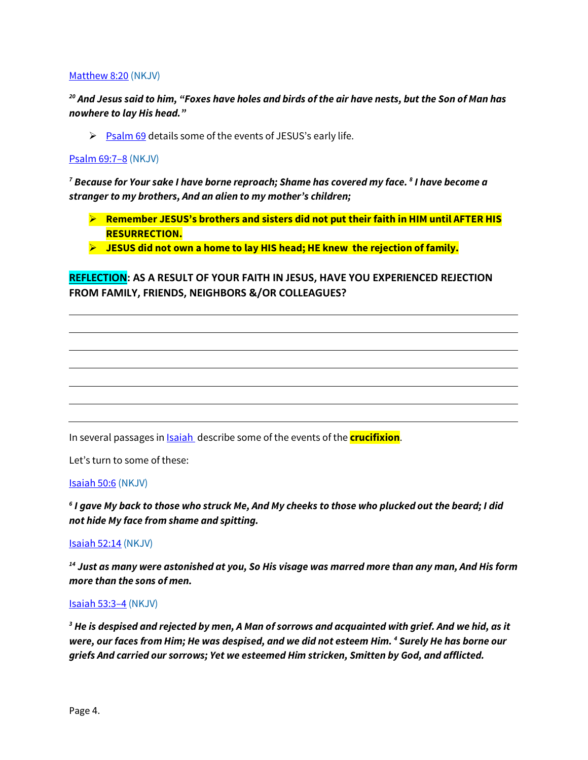Matthew 8:20 (NKJV)

***[20] And Jesus said to him, "Foxes have holes and birds of the air have nests, but the Son of Man has nowhere to lay His head."***

- Psalm 69 details some of the events of JESUS's early life.

Psalm 69:7–8 (NKJV)

***[7] Because for Your sake I have borne reproach; Shame has covered my face. [8] I have become a stranger to my brothers, And an alien to my mother's children;***

- **Remember JESUS's brothers and sisters did not put their faith in HIM until AFTER HIS RESURRECTION.**
- **JESUS did not own a home to lay HIS head; HE knew the rejection of family.**

**REFLECTION: AS A RESULT OF YOUR FAITH IN JESUS, HAVE YOU EXPERIENCED REJECTION FROM FAMILY, FRIENDS, NEIGHBORS &/OR COLLEAGUES?**

_______________________________________________

_______________________________________________

_______________________________________________

_______________________________________________

_______________________________________________

_______________________________________________

_______________________________________________

In several passages in Isaiah describe some of the events of the **crucifixion**.

Let's turn to some of these:

Isaiah 50:6 (NKJV)

***[6] I gave My back to those who struck Me, And My cheeks to those who plucked out the beard; I did not hide My face from shame and spitting.***

Isaiah 52:14 (NKJV)

***[14] Just as many were astonished at you, So His visage was marred more than any man, And His form more than the sons of men.***

Isaiah 53:3–4 (NKJV)

***[3] He is despised and rejected by men, A Man of sorrows and acquainted with grief. And we hid, as it were, our faces from Him; He was despised, and we did not esteem Him. [4] Surely He has borne our griefs And carried our sorrows; Yet we esteemed Him stricken, Smitten by God, and afflicted.***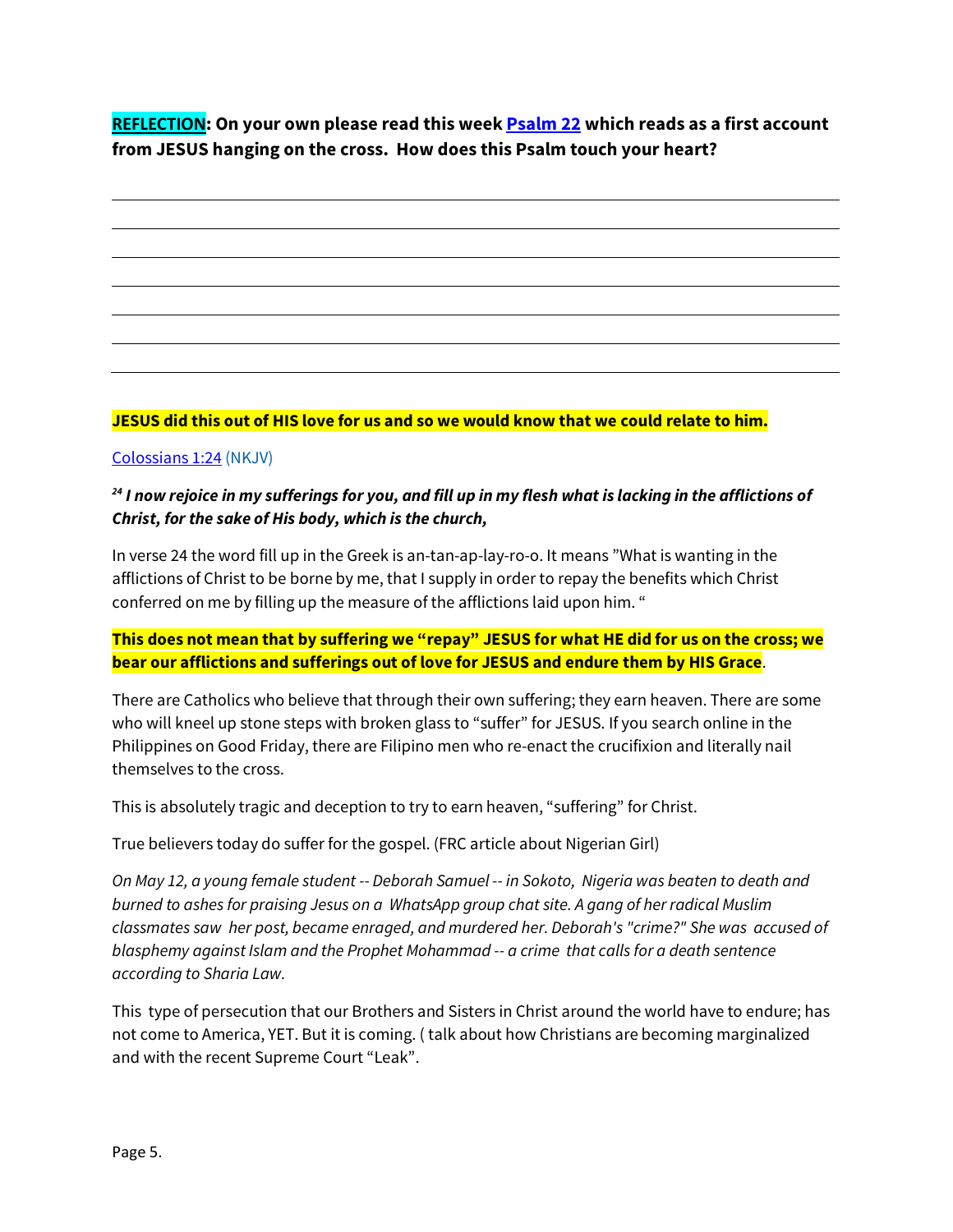**REFLECTION: On your own please read this week Psalm 22 which reads as a first account from JESUS hanging on the cross. How does this Psalm touch your heart?**

______________________________________________________________________________

______________________________________________________________________________

______________________________________________________________________________

______________________________________________________________________________

______________________________________________________________________________

______________________________________________________________________________

**JESUS did this out of HIS love for us and so we would know that we could relate to him.**

Colossians 1:24 (NKJV)

***24 I now rejoice in my sufferings for you, and fill up in my flesh what is lacking in the afflictions of Christ, for the sake of His body, which is the church,***

In verse 24 the word fill up in the Greek is an-tan-ap-lay-ro-o. It means "What is wanting in the afflictions of Christ to be borne by me, that I supply in order to repay the benefits which Christ conferred on me by filling up the measure of the afflictions laid upon him. "

**This does not mean that by suffering we "repay" JESUS for what HE did for us on the cross; we bear our afflictions and sufferings out of love for JESUS and endure them by HIS Grace**.

There are Catholics who believe that through their own suffering; they earn heaven. There are some who will kneel up stone steps with broken glass to "suffer" for JESUS. If you search online in the Philippines on Good Friday, there are Filipino men who re-enact the crucifixion and literally nail themselves to the cross.

This is absolutely tragic and deception to try to earn heaven, "suffering" for Christ.

True believers today do suffer for the gospel. (FRC article about Nigerian Girl)

*On May 12, a young female student -- Deborah Samuel -- in Sokoto, Nigeria was beaten to death and burned to ashes for praising Jesus on a WhatsApp group chat site. A gang of her radical Muslim classmates saw her post, became enraged, and murdered her. Deborah's "crime?" She was accused of blasphemy against Islam and the Prophet Mohammad -- a crime that calls for a death sentence according to Sharia Law.*

This type of persecution that our Brothers and Sisters in Christ around the world have to endure; has not come to America, YET. But it is coming. ( talk about how Christians are becoming marginalized and with the recent Supreme Court "Leak".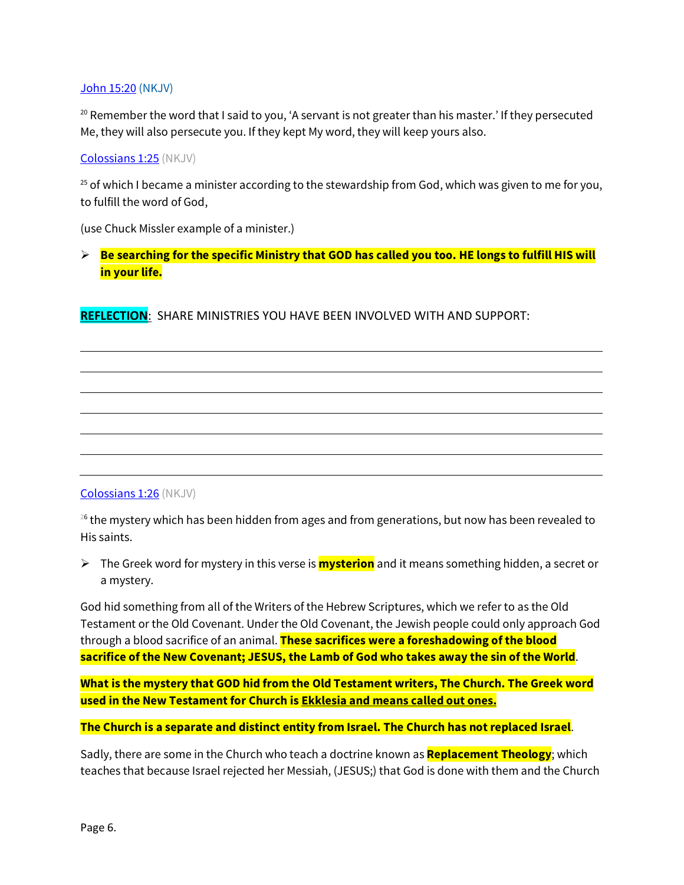[John 15:20](#) (NKJV)

20 Remember the word that I said to you, 'A servant is not greater than his master.' If they persecuted Me, they will also persecute you. If they kept My word, they will keep yours also.

[Colossians 1:25](#) (NKJV)

25 of which I became a minister according to the stewardship from God, which was given to me for you, to fulfill the word of God,

(use Chuck Missler example of a minister.)

- **Be searching for the specific Ministry that GOD has called you too. HE longs to fulfill HIS will in your life.**

**REFLECTION**: SHARE MINISTRIES YOU HAVE BEEN INVOLVED WITH AND SUPPORT:

_______________________________________________________________________________

_______________________________________________________________________________

_______________________________________________________________________________

_______________________________________________________________________________

_______________________________________________________________________________

_______________________________________________________________________________

_______________________________________________________________________________

[Colossians 1:26](#) (NKJV)

26 the mystery which has been hidden from ages and from generations, but now has been revealed to His saints.

- The Greek word for mystery in this verse is **mysterion** and it means something hidden, a secret or a mystery.

God hid something from all of the Writers of the Hebrew Scriptures, which we refer to as the Old Testament or the Old Covenant. Under the Old Covenant, the Jewish people could only approach God through a blood sacrifice of an animal. **These sacrifices were a foreshadowing of the blood sacrifice of the New Covenant; JESUS, the Lamb of God who takes away the sin of the World**.

**What is the mystery that GOD hid from the Old Testament writers, The Church. The Greek word used in the New Testament for Church is Ekklesia and means called out ones.**

**The Church is a separate and distinct entity from Israel. The Church has not replaced Israel**.

Sadly, there are some in the Church who teach a doctrine known as **Replacement Theology**; which teaches that because Israel rejected her Messiah, (JESUS;) that God is done with them and the Church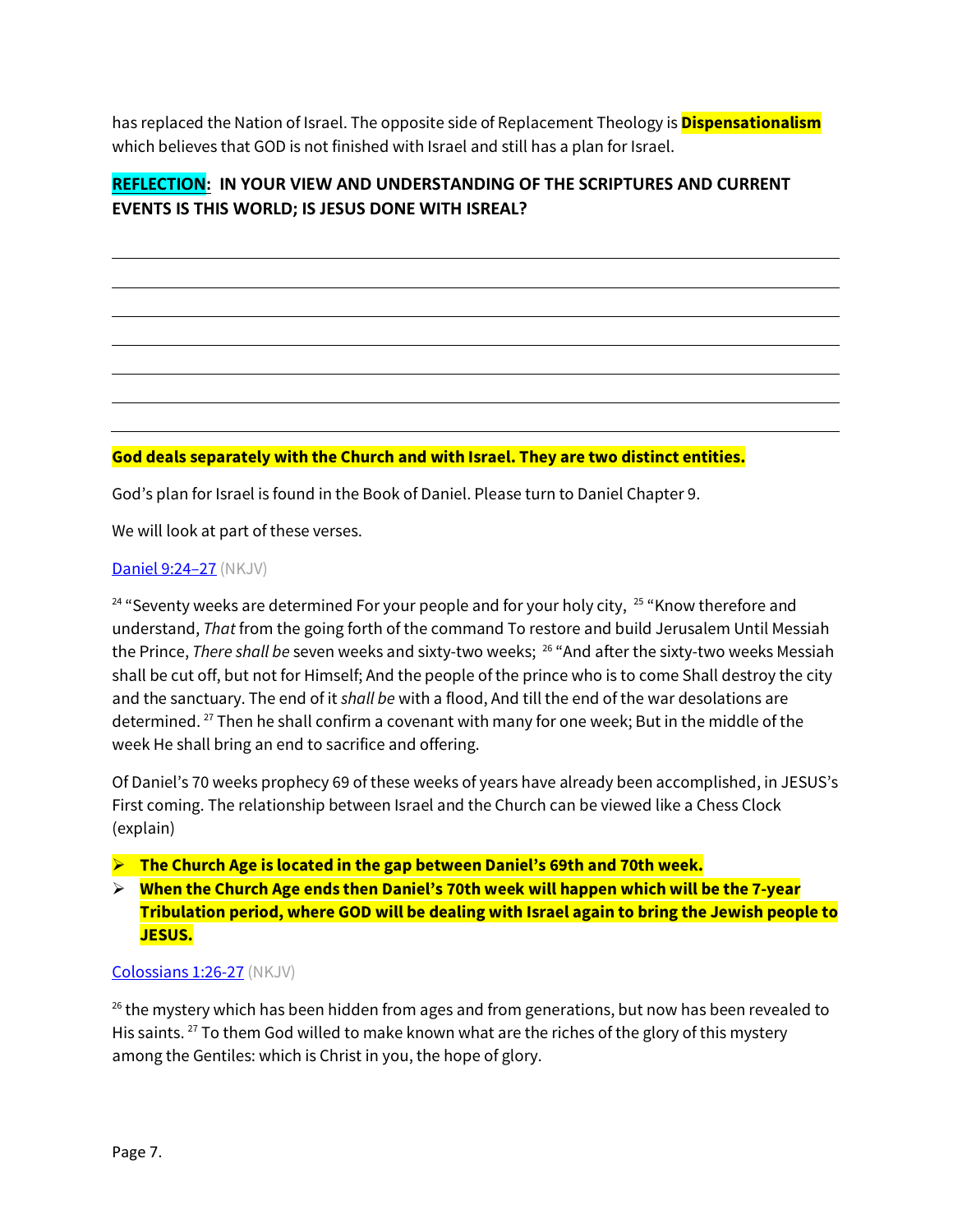has replaced the Nation of Israel. The opposite side of Replacement Theology is **Dispensationalism** which believes that GOD is not finished with Israel and still has a plan for Israel.

**REFLECTION: IN YOUR VIEW AND UNDERSTANDING OF THE SCRIPTURES AND CURRENT EVENTS IS THIS WORLD; IS JESUS DONE WITH ISREAL?**

_______________________________________________________________________________

_______________________________________________________________________________

_______________________________________________________________________________

_______________________________________________________________________________

_______________________________________________________________________________

_______________________________________________________________________________

_______________________________________________________________________________

**God deals separately with the Church and with Israel. They are two distinct entities.**

God's plan for Israel is found in the Book of Daniel. Please turn to Daniel Chapter 9.

We will look at part of these verses.

Daniel 9:24–27 (NKJV)

[24] "Seventy weeks are determined For your people and for your holy city, [25] "Know therefore and understand, *That* from the going forth of the command To restore and build Jerusalem Until Messiah the Prince, *There shall be* seven weeks and sixty-two weeks; [26] "And after the sixty-two weeks Messiah shall be cut off, but not for Himself; And the people of the prince who is to come Shall destroy the city and the sanctuary. The end of it *shall be* with a flood, And till the end of the war desolations are determined. [27] Then he shall confirm a covenant with many for one week; But in the middle of the week He shall bring an end to sacrifice and offering.

Of Daniel's 70 weeks prophecy 69 of these weeks of years have already been accomplished, in JESUS's First coming. The relationship between Israel and the Church can be viewed like a Chess Clock (explain)

- **The Church Age is located in the gap between Daniel's 69th and 70th week.**
- **When the Church Age ends then Daniel's 70th week will happen which will be the 7-year Tribulation period, where GOD will be dealing with Israel again to bring the Jewish people to JESUS.**

Colossians 1:26-27 (NKJV)

[26] the mystery which has been hidden from ages and from generations, but now has been revealed to His saints. [27] To them God willed to make known what are the riches of the glory of this mystery among the Gentiles: which is Christ in you, the hope of glory.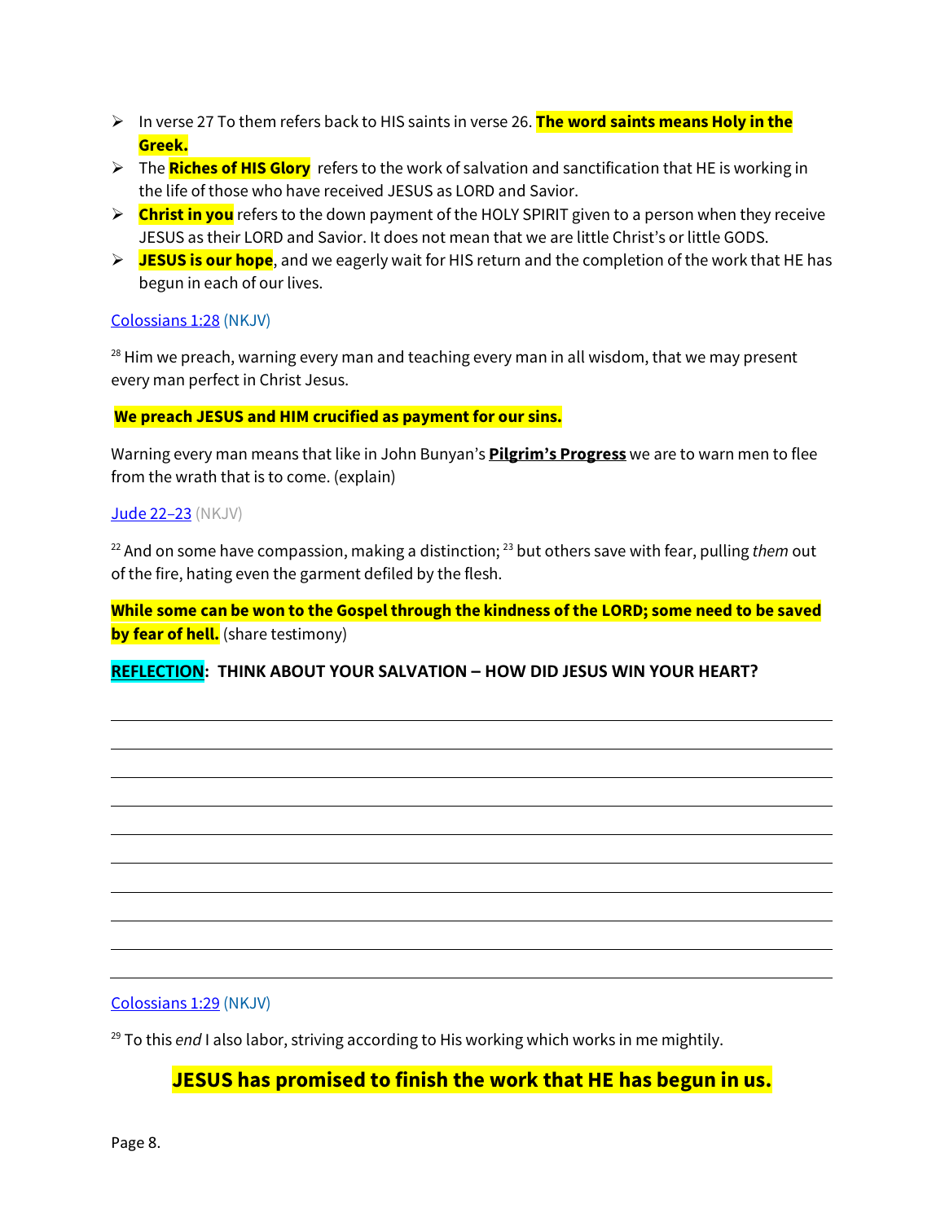- In verse 27 To them refers back to HIS saints in verse 26. **The word saints means Holy in the Greek.**
- The **Riches of HIS Glory** refers to the work of salvation and sanctification that HE is working in the life of those who have received JESUS as LORD and Savior.
- **Christ in you** refers to the down payment of the HOLY SPIRIT given to a person when they receive JESUS as their LORD and Savior. It does not mean that we are little Christ's or little GODS.
- **JESUS is our hope**, and we eagerly wait for HIS return and the completion of the work that HE has begun in each of our lives.

Colossians 1:28 (NKJV)

[28] Him we preach, warning every man and teaching every man in all wisdom, that we may present every man perfect in Christ Jesus.

**We preach JESUS and HIM crucified as payment for our sins.**

Warning every man means that like in John Bunyan's **Pilgrim's Progress** we are to warn men to flee from the wrath that is to come. (explain)

Jude 22–23 (NKJV)

[22] And on some have compassion, making a distinction; [23] but others save with fear, pulling *them* out of the fire, hating even the garment defiled by the flesh.

**While some can be won to the Gospel through the kindness of the LORD; some need to be saved by fear of hell.** (share testimony)

**REFLECTION: THINK ABOUT YOUR SALVATION – HOW DID JESUS WIN YOUR HEART?**

\_\_\_\_\_\_\_\_\_\_\_\_\_\_\_\_\_\_\_\_\_\_\_\_\_\_\_\_\_\_\_\_\_\_\_\_\_\_\_\_\_\_\_\_\_\_\_\_\_\_\_\_\_\_\_\_\_\_\_\_\_\_\_\_\_\_\_\_\_\_\_\_\_\_\_\_

\_\_\_\_\_\_\_\_\_\_\_\_\_\_\_\_\_\_\_\_\_\_\_\_\_\_\_\_\_\_\_\_\_\_\_\_\_\_\_\_\_\_\_\_\_\_\_\_\_\_\_\_\_\_\_\_\_\_\_\_\_\_\_\_\_\_\_\_\_\_\_\_\_\_\_\_

\_\_\_\_\_\_\_\_\_\_\_\_\_\_\_\_\_\_\_\_\_\_\_\_\_\_\_\_\_\_\_\_\_\_\_\_\_\_\_\_\_\_\_\_\_\_\_\_\_\_\_\_\_\_\_\_\_\_\_\_\_\_\_\_\_\_\_\_\_\_\_\_\_\_\_\_

\_\_\_\_\_\_\_\_\_\_\_\_\_\_\_\_\_\_\_\_\_\_\_\_\_\_\_\_\_\_\_\_\_\_\_\_\_\_\_\_\_\_\_\_\_\_\_\_\_\_\_\_\_\_\_\_\_\_\_\_\_\_\_\_\_\_\_\_\_\_\_\_\_\_\_\_

\_\_\_\_\_\_\_\_\_\_\_\_\_\_\_\_\_\_\_\_\_\_\_\_\_\_\_\_\_\_\_\_\_\_\_\_\_\_\_\_\_\_\_\_\_\_\_\_\_\_\_\_\_\_\_\_\_\_\_\_\_\_\_\_\_\_\_\_\_\_\_\_\_\_\_\_

\_\_\_\_\_\_\_\_\_\_\_\_\_\_\_\_\_\_\_\_\_\_\_\_\_\_\_\_\_\_\_\_\_\_\_\_\_\_\_\_\_\_\_\_\_\_\_\_\_\_\_\_\_\_\_\_\_\_\_\_\_\_\_\_\_\_\_\_\_\_\_\_\_\_\_\_

\_\_\_\_\_\_\_\_\_\_\_\_\_\_\_\_\_\_\_\_\_\_\_\_\_\_\_\_\_\_\_\_\_\_\_\_\_\_\_\_\_\_\_\_\_\_\_\_\_\_\_\_\_\_\_\_\_\_\_\_\_\_\_\_\_\_\_\_\_\_\_\_\_\_\_\_

\_\_\_\_\_\_\_\_\_\_\_\_\_\_\_\_\_\_\_\_\_\_\_\_\_\_\_\_\_\_\_\_\_\_\_\_\_\_\_\_\_\_\_\_\_\_\_\_\_\_\_\_\_\_\_\_\_\_\_\_\_\_\_\_\_\_\_\_\_\_\_\_\_\_\_\_

\_\_\_\_\_\_\_\_\_\_\_\_\_\_\_\_\_\_\_\_\_\_\_\_\_\_\_\_\_\_\_\_\_\_\_\_\_\_\_\_\_\_\_\_\_\_\_\_\_\_\_\_\_\_\_\_\_\_\_\_\_\_\_\_\_\_\_\_\_\_\_\_\_\_\_\_

Colossians 1:29 (NKJV)

[29] To this *end* I also labor, striving according to His working which works in me mightily.

**JESUS has promised to finish the work that HE has begun in us.**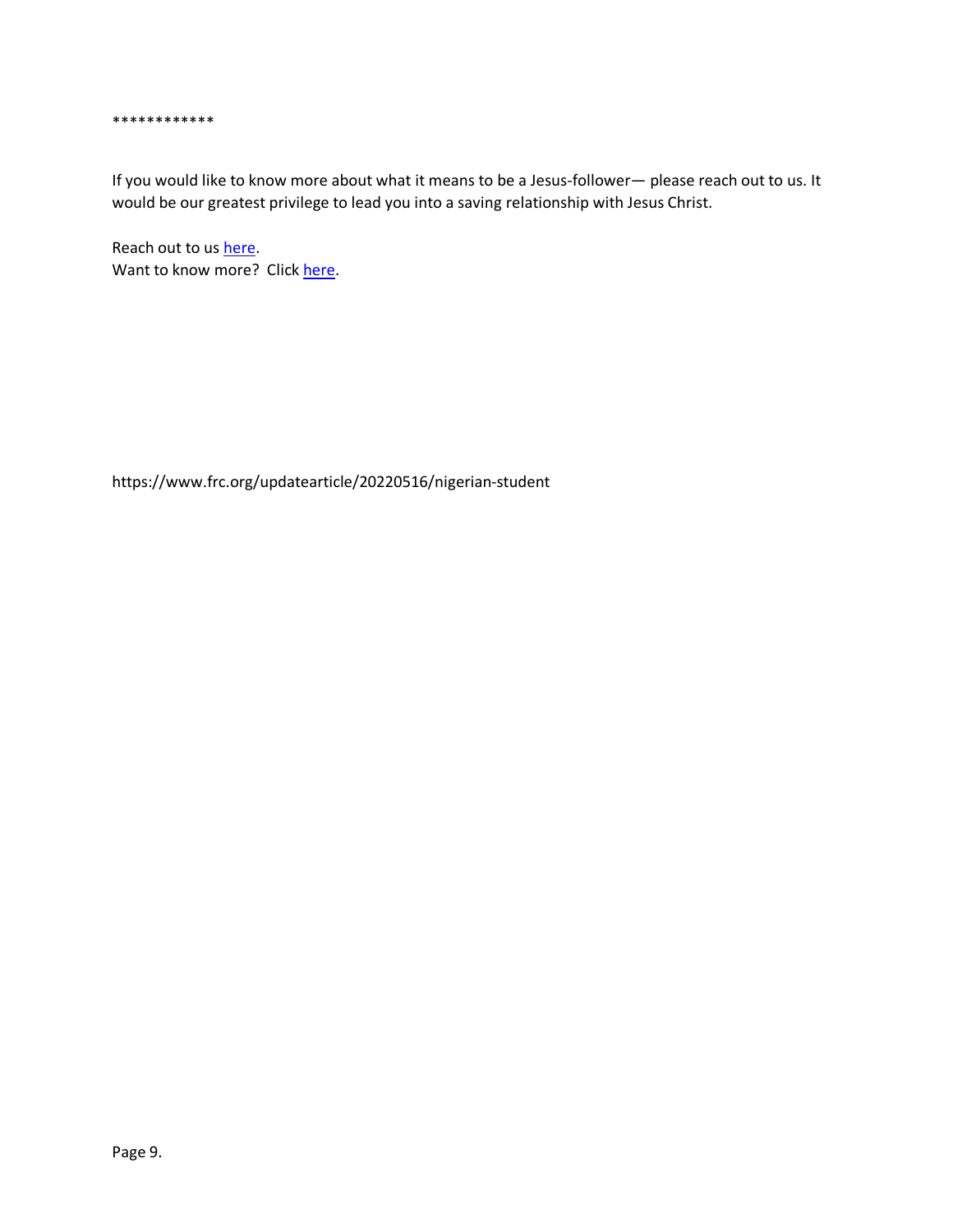************

If you would like to know more about what it means to be a Jesus-follower— please reach out to us. It would be our greatest privilege to lead you into a saving relationship with Jesus Christ.

Reach out to us here.
Want to know more? Click here.

https://www.frc.org/updatearticle/20220516/nigerian-student